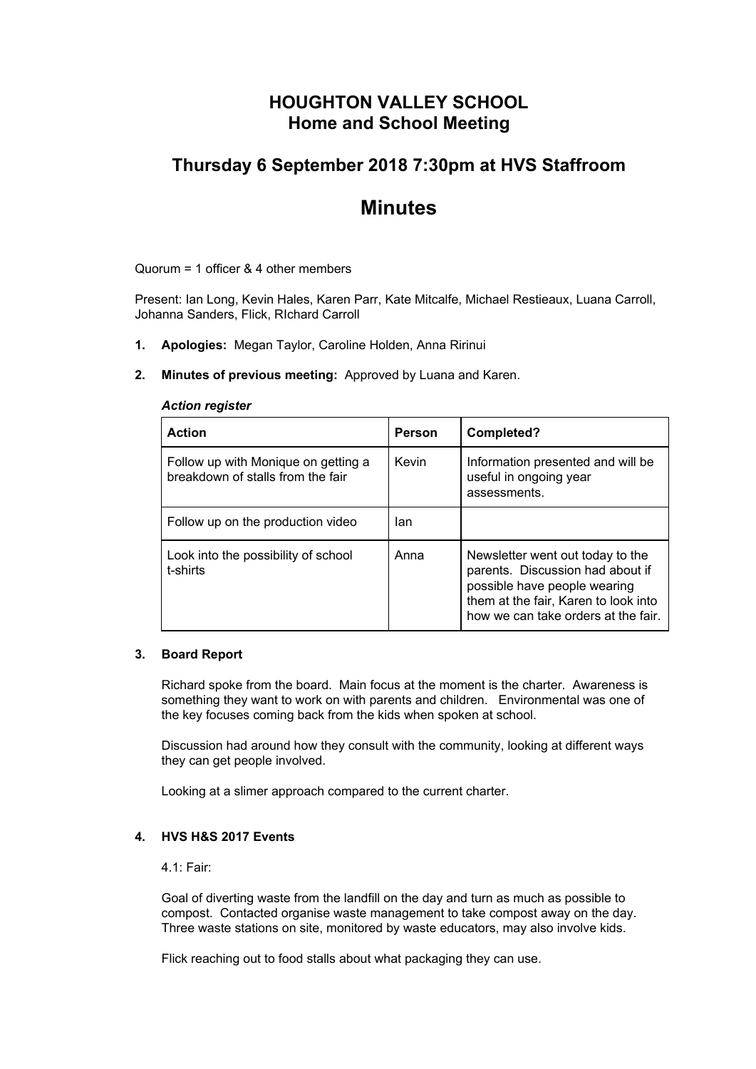# HOUGHTON VALLEY SCHOOL
## Home and School Meeting

## Thursday 6 September 2018 7:30pm at HVS Staffroom

# Minutes

Quorum = 1 officer & 4 other members

Present: Ian Long, Kevin Hales, Karen Parr, Kate Mitcalfe, Michael Restieaux, Luana Carroll, Johanna Sanders, Flick, RIchard Carroll

1. **Apologies:** Megan Taylor, Caroline Holden, Anna Ririnui

2. **Minutes of previous meeting:** Approved by Luana and Karen.

***Action register***

| Action | Person | Completed? |
|---|---|---|
| Follow up with Monique on getting a breakdown of stalls from the fair | Kevin | Information presented and will be useful in ongoing year assessments. |
| Follow up on the production video | Ian | |
| Look into the possibility of school t-shirts | Anna | Newsletter went out today to the parents. Discussion had about if possible have people wearing them at the fair, Karen to look into how we can take orders at the fair. |

3. **Board Report**

Richard spoke from the board. Main focus at the moment is the charter. Awareness is something they want to work on with parents and children. Environmental was one of the key focuses coming back from the kids when spoken at school.

Discussion had around how they consult with the community, looking at different ways they can get people involved.

Looking at a slimer approach compared to the current charter.

4. **HVS H&S 2017 Events**

4.1: Fair:

Goal of diverting waste from the landfill on the day and turn as much as possible to compost. Contacted organise waste management to take compost away on the day. Three waste stations on site, monitored by waste educators, may also involve kids.

Flick reaching out to food stalls about what packaging they can use.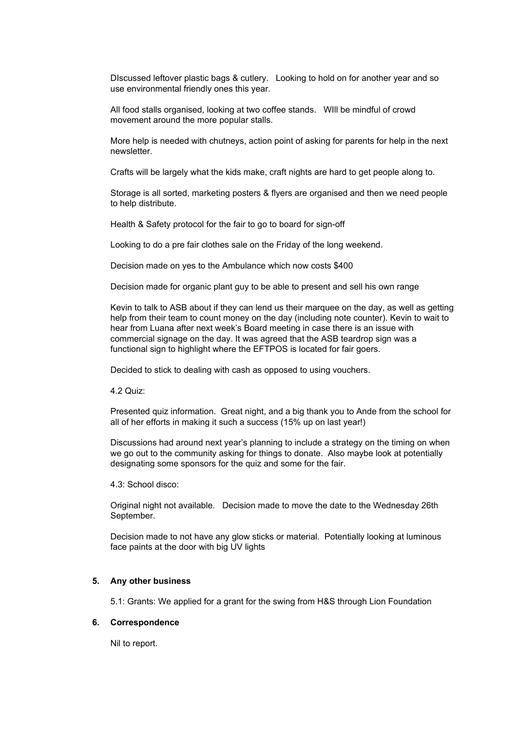DIscussed leftover plastic bags & cutlery.   Looking to hold on for another year and so use environmental friendly ones this year.

All food stalls organised, looking at two coffee stands.   WIll be mindful of crowd movement around the more popular stalls.

More help is needed with chutneys, action point of asking for parents for help in the next newsletter.

Crafts will be largely what the kids make, craft nights are hard to get people along to.

Storage is all sorted, marketing posters & flyers are organised and then we need people to help distribute.

Health & Safety protocol for the fair to go to board for sign-off

Looking to do a pre fair clothes sale on the Friday of the long weekend.

Decision made on yes to the Ambulance which now costs $400

Decision made for organic plant guy to be able to present and sell his own range

Kevin to talk to ASB about if they can lend us their marquee on the day, as well as getting help from their team to count money on the day (including note counter). Kevin to wait to hear from Luana after next week's Board meeting in case there is an issue with commercial signage on the day. It was agreed that the ASB teardrop sign was a functional sign to highlight where the EFTPOS is located for fair goers.

Decided to stick to dealing with cash as opposed to using vouchers.

4.2 Quiz:

Presented quiz information.  Great night, and a big thank you to Ande from the school for all of her efforts in making it such a success (15% up on last year!)

Discussions had around next year's planning to include a strategy on the timing on when we go out to the community asking for things to donate.  Also maybe look at potentially designating some sponsors for the quiz and some for the fair.

4.3: School disco:

Original night not available.   Decision made to move the date to the Wednesday 26th September.

Decision made to not have any glow sticks or material.  Potentially looking at luminous face paints at the door with big UV lights

## 5. Any other business

5.1: Grants: We applied for a grant for the swing from H&S through Lion Foundation

## 6. Correspondence

Nil to report.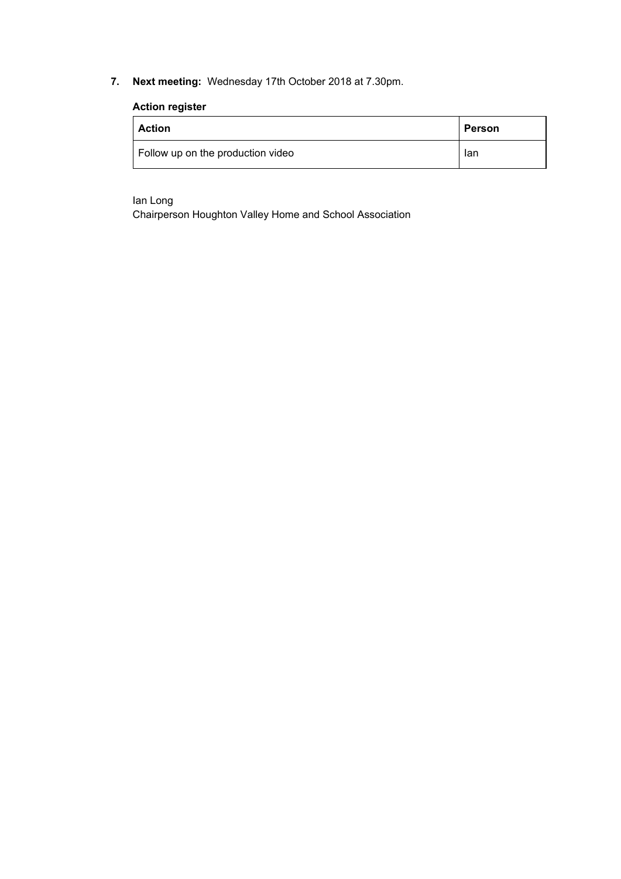7. **Next meeting:** Wednesday 17th October 2018 at 7.30pm.

**Action register**

| Action | Person |
|---|---|
| Follow up on the production video | Ian |

Ian Long
Chairperson Houghton Valley Home and School Association